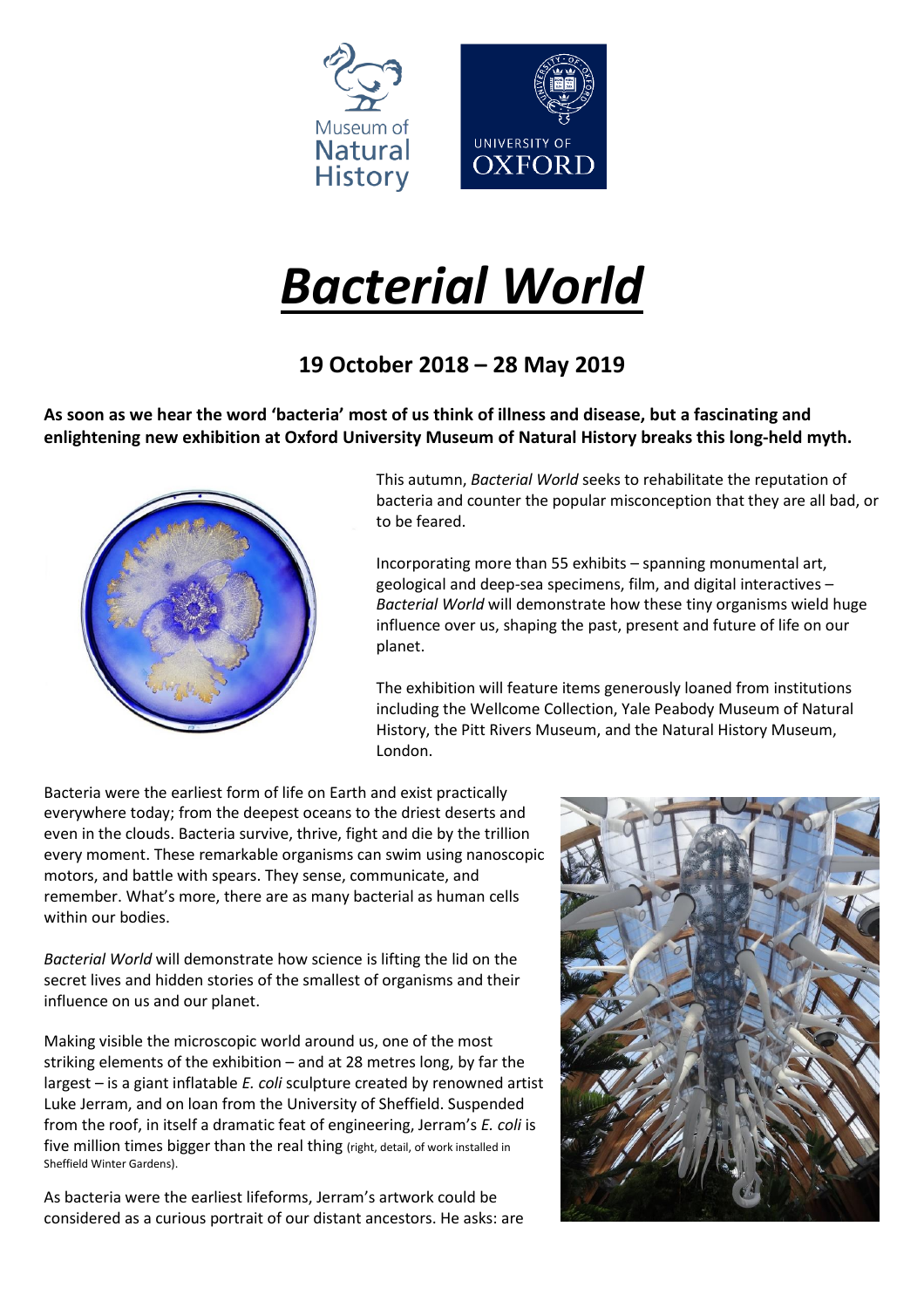Museum of Natural History

UNIVERSITY OF OXFORD

# *Bacterial World*

## 19 October 2018 – 28 May 2019

**As soon as we hear the word 'bacteria' most of us think of illness and disease, but a fascinating and enlightening new exhibition at Oxford University Museum of Natural History breaks this long-held myth.**

This autumn, *Bacterial World* seeks to rehabilitate the reputation of bacteria and counter the popular misconception that they are all bad, or to be feared.

Incorporating more than 55 exhibits – spanning monumental art, geological and deep-sea specimens, film, and digital interactives – *Bacterial World* will demonstrate how these tiny organisms wield huge influence over us, shaping the past, present and future of life on our planet.

The exhibition will feature items generously loaned from institutions including the Wellcome Collection, Yale Peabody Museum of Natural History, the Pitt Rivers Museum, and the Natural History Museum, London.

Bacteria were the earliest form of life on Earth and exist practically everywhere today; from the deepest oceans to the driest deserts and even in the clouds. Bacteria survive, thrive, fight and die by the trillion every moment. These remarkable organisms can swim using nanoscopic motors, and battle with spears. They sense, communicate, and remember. What's more, there are as many bacterial as human cells within our bodies.

*Bacterial World* will demonstrate how science is lifting the lid on the secret lives and hidden stories of the smallest of organisms and their influence on us and our planet.

Making visible the microscopic world around us, one of the most striking elements of the exhibition – and at 28 metres long, by far the largest – is a giant inflatable *E. coli* sculpture created by renowned artist Luke Jerram, and on loan from the University of Sheffield. Suspended from the roof, in itself a dramatic feat of engineering, Jerram's *E. coli* is five million times bigger than the real thing (right, detail, of work installed in Sheffield Winter Gardens).

As bacteria were the earliest lifeforms, Jerram's artwork could be considered as a curious portrait of our distant ancestors. He asks: are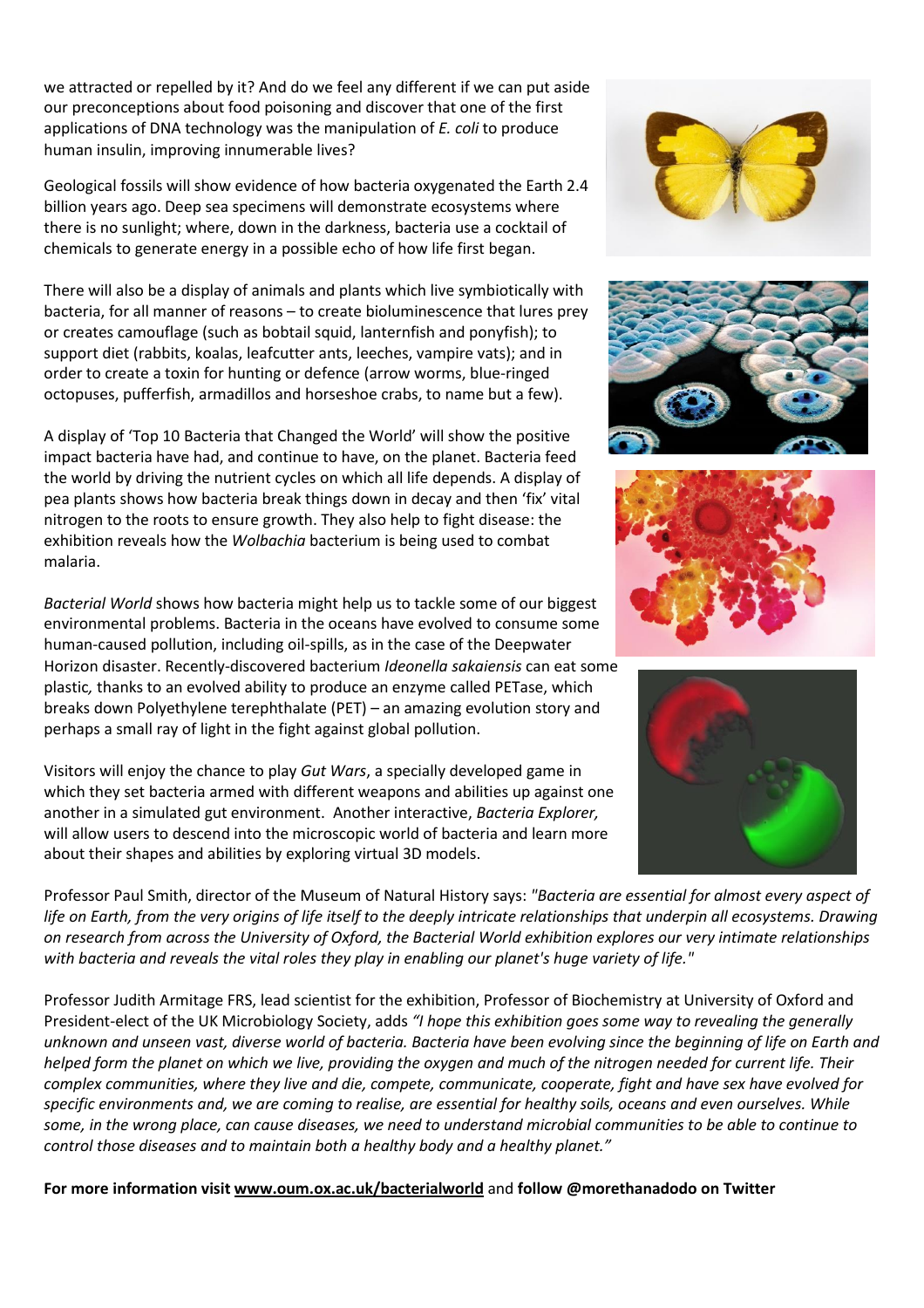we attracted or repelled by it? And do we feel any different if we can put aside our preconceptions about food poisoning and discover that one of the first applications of DNA technology was the manipulation of *E. coli* to produce human insulin, improving innumerable lives?

Geological fossils will show evidence of how bacteria oxygenated the Earth 2.4 billion years ago. Deep sea specimens will demonstrate ecosystems where there is no sunlight; where, down in the darkness, bacteria use a cocktail of chemicals to generate energy in a possible echo of how life first began.

There will also be a display of animals and plants which live symbiotically with bacteria, for all manner of reasons – to create bioluminescence that lures prey or creates camouflage (such as bobtail squid, lanternfish and ponyfish); to support diet (rabbits, koalas, leafcutter ants, leeches, vampire vats); and in order to create a toxin for hunting or defence (arrow worms, blue-ringed octopuses, pufferfish, armadillos and horseshoe crabs, to name but a few).

A display of 'Top 10 Bacteria that Changed the World' will show the positive impact bacteria have had, and continue to have, on the planet. Bacteria feed the world by driving the nutrient cycles on which all life depends. A display of pea plants shows how bacteria break things down in decay and then 'fix' vital nitrogen to the roots to ensure growth. They also help to fight disease: the exhibition reveals how the *Wolbachia* bacterium is being used to combat malaria.

*Bacterial World* shows how bacteria might help us to tackle some of our biggest environmental problems. Bacteria in the oceans have evolved to consume some human-caused pollution, including oil-spills, as in the case of the Deepwater Horizon disaster. Recently-discovered bacterium *Ideonella sakaiensis* can eat some plastic*,* thanks to an evolved ability to produce an enzyme called PETase, which breaks down Polyethylene terephthalate (PET) – an amazing evolution story and perhaps a small ray of light in the fight against global pollution.

Visitors will enjoy the chance to play *Gut Wars*, a specially developed game in which they set bacteria armed with different weapons and abilities up against one another in a simulated gut environment. Another interactive, *Bacteria Explorer,* will allow users to descend into the microscopic world of bacteria and learn more about their shapes and abilities by exploring virtual 3D models.

Professor Paul Smith, director of the Museum of Natural History says: *"Bacteria are essential for almost every aspect of life on Earth, from the very origins of life itself to the deeply intricate relationships that underpin all ecosystems. Drawing on research from across the University of Oxford, the Bacterial World exhibition explores our very intimate relationships with bacteria and reveals the vital roles they play in enabling our planet's huge variety of life."*

Professor Judith Armitage FRS, lead scientist for the exhibition, Professor of Biochemistry at University of Oxford and President-elect of the UK Microbiology Society, adds *"I hope this exhibition goes some way to revealing the generally unknown and unseen vast, diverse world of bacteria. Bacteria have been evolving since the beginning of life on Earth and helped form the planet on which we live, providing the oxygen and much of the nitrogen needed for current life. Their complex communities, where they live and die, compete, communicate, cooperate, fight and have sex have evolved for specific environments and, we are coming to realise, are essential for healthy soils, oceans and even ourselves. While some, in the wrong place, can cause diseases, we need to understand microbial communities to be able to continue to control those diseases and to maintain both a healthy body and a healthy planet."*

**For more information visit www.oum.ox.ac.uk/bacterialworld** and **follow @morethanadodo on Twitter**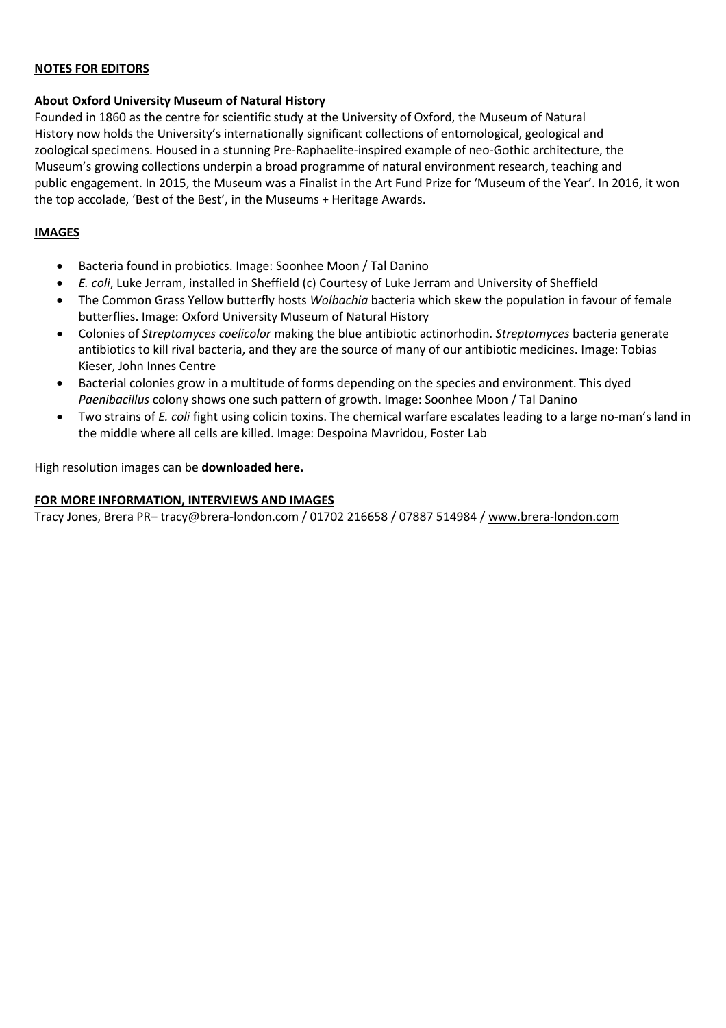**NOTES FOR EDITORS**

**About Oxford University Museum of Natural History**

Founded in 1860 as the centre for scientific study at the University of Oxford, the Museum of Natural History now holds the University's internationally significant collections of entomological, geological and zoological specimens. Housed in a stunning Pre-Raphaelite-inspired example of neo-Gothic architecture, the Museum's growing collections underpin a broad programme of natural environment research, teaching and public engagement. In 2015, the Museum was a Finalist in the Art Fund Prize for 'Museum of the Year'. In 2016, it won the top accolade, 'Best of the Best', in the Museums + Heritage Awards.

**IMAGES**

- Bacteria found in probiotics. Image: Soonhee Moon / Tal Danino
- *E. coli*, Luke Jerram, installed in Sheffield (c) Courtesy of Luke Jerram and University of Sheffield
- The Common Grass Yellow butterfly hosts *Wolbachia* bacteria which skew the population in favour of female butterflies. Image: Oxford University Museum of Natural History
- Colonies of *Streptomyces coelicolor* making the blue antibiotic actinorhodin. *Streptomyces* bacteria generate antibiotics to kill rival bacteria, and they are the source of many of our antibiotic medicines. Image: Tobias Kieser, John Innes Centre
- Bacterial colonies grow in a multitude of forms depending on the species and environment. This dyed *Paenibacillus* colony shows one such pattern of growth. Image: Soonhee Moon / Tal Danino
- Two strains of *E. coli* fight using colicin toxins. The chemical warfare escalates leading to a large no-man's land in the middle where all cells are killed. Image: Despoina Mavridou, Foster Lab

High resolution images can be **downloaded here.**

**FOR MORE INFORMATION, INTERVIEWS AND IMAGES**

Tracy Jones, Brera PR– tracy@brera-london.com / 01702 216658 / 07887 514984 / www.brera-london.com